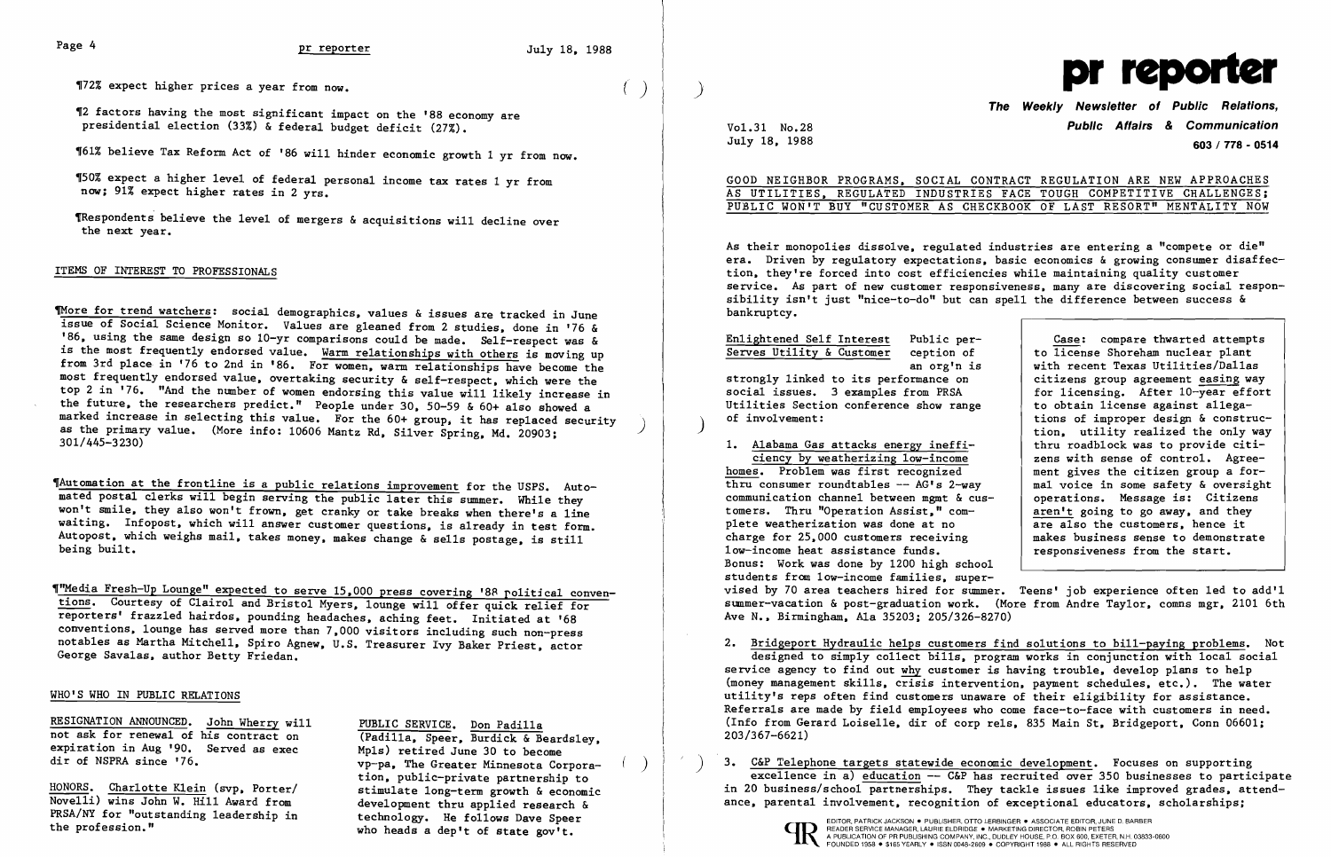¶72% expect higher prices a year from now.

¶2 factors having the most significant impact on the '88 economy are presidential election (33%) & federal budget deficit (27%).

¶61% believe Tax Reform Act of '86 will hinder economic growth 1 yr from now.

¶50% expect a higher level of federal personal income tax rates 1 yr from now; 91% expect higher rates in 2 yrs.

¶Respondents believe the level of mergers & acquisitions will decline over the next year.

## ITEMS OF INTEREST TO PROFESSIONALS

¶More for trend watchers: social demographics, values & issues are tracked in June issue of Social Science Monitor. Values are gleaned from 2 studies, done in '76 & '86, using the same design so 10-yr comparisons could be made. Self-respect was & is the most frequently endorsed value. Warm relationships with others is moving up from 3rd place in '76 to 2nd in '86. For women, warm relationships have become the most frequently endorsed value, overtaking security & self-respect, which were the top 2 in '76. "And the number of women endorsing this value will likely increase in the future, the researchers predict." People under 30, 50-59 & 60+ also showed a marked increase in selecting this value. For the 60+ group, it has replaced security as the primary value. (More info: 10606 Mantz Rd, Silver Spring, Md. 20903; 301/445-3230)

¶Automation at the frontline is a public relations improvement for the USPS. Automated postal clerks will begin serving the public later this summer. While they won't smile, they also won't frown, get cranky or take breaks when there's a line waiting. Infopost, which will answer customer questions, is already in test form. Autopost, which weighs mail, takes money, makes change & sells postage, is still being built.

¶"Media Fresh-Up Lounge" expected to serve 15,000 press covering '88 political conventions. Courtesy of Clairol and Bristol Myers, lounge will offer quick relief for reporters' frazzled hairdos, pounding headaches, aching feet. Initiated at '68 conventions, lounge has served more than 7,000 visitors including such non-press notables as Martha Mitchell, Spiro Agnew, U.S. Treasurer Ivy Baker Priest, actor George Savalas, author Betty Friedan.

## WHO'S WHO IN PUBLIC RELATIONS

RESIGNATION ANNOUNCED. John Wherry will not ask for renewal of his contract on expiration in Aug '90. Served as exec dir of NSPRA since '76.

HONORS. Charlotte Klein (svp, Porter/Novelli) wins John W. Hill Award from PRSA/NY for "outstanding leadership in the profession."

PUBLIC SERVICE. Don Padilla (Padilla, Speer, Burdick & Beardsley, Mpls) retired June 30 to become vp-pa, The Greater Minnesota Corporation, public-private partnership to stimulate long-term growth & economic development thru applied research & technology. He follows Dave Speer who heads a dep't of state gov't.

# pr reporter

**The Weekly Newsletter of Public Relations, Public Affairs & Communication**

Vol.31 No.28
July 18, 1988

603 / 778 - 0514

## GOOD NEIGHBOR PROGRAMS, SOCIAL CONTRACT REGULATION ARE NEW APPROACHES AS UTILITIES, REGULATED INDUSTRIES FACE TOUGH COMPETITIVE CHALLENGES; PUBLIC WON'T BUY "CUSTOMER AS CHECKBOOK OF LAST RESORT" MENTALITY NOW

As their monopolies dissolve, regulated industries are entering a "compete or die" era. Driven by regulatory expectations, basic economics & growing consumer disaffection, they're forced into cost efficiencies while maintaining quality customer service. As part of new customer responsiveness, many are discovering social responsibility isn't just "nice-to-do" but can spell the difference between success & bankruptcy.

Enlightened Self Interest Serves Utility & Customer — Public perception of an org'n is strongly linked to its performance on social issues. 3 examples from PRSA Utilities Section conference show range of involvement:

> Case: compare thwarted attempts to license Shoreham nuclear plant with recent Texas Utilities/Dallas citizens group agreement easing way for licensing. After 10-year effort to obtain license against allegations of improper design & construction, utility realized the only way thru roadblock was to provide citizens with sense of control. Agreement gives the citizen group a formal voice in some safety & oversight operations. Message is: Citizens aren't going to go away, and they are also the customers, hence it makes business sense to demonstrate responsiveness from the start.

1. Alabama Gas attacks energy inefficiency by weatherizing low-income homes. Problem was first recognized thru consumer roundtables -- AG's 2-way communication channel between mgmt & customers. Thru "Operation Assist," complete weatherization was done at no charge for 25,000 customers receiving low-income heat assistance funds. Bonus: Work was done by 1200 high school students from low-income families, supervised by 70 area teachers hired for summer. Teens' job experience often led to add'l summer-vacation & post-graduation work. (More from Andre Taylor, comns mgr, 2101 6th Ave N., Birmingham, Ala 35203; 205/326-8270)

2. Bridgeport Hydraulic helps customers find solutions to bill-paying problems. Not designed to simply collect bills, program works in conjunction with local social service agency to find out why customer is having trouble, develop plans to help (money management skills, crisis intervention, payment schedules, etc.). The water utility's reps often find customers unaware of their eligibility for assistance. Referrals are made by field employees who come face-to-face with customers in need. (Info from Gerard Loiselle, dir of corp rels, 835 Main St, Bridgeport, Conn 06601; 203/367-6621)

3. C&P Telephone targets statewide economic development. Focuses on supporting excellence in a) education -- C&P has recruited over 350 businesses to participate in 20 business/school partnerships. They tackle issues like improved grades, attendance, parental involvement, recognition of exceptional educators, scholarships;

EDITOR, PATRICK JACKSON • PUBLISHER, OTTO LERBINGER • ASSOCIATE EDITOR, JUNE D. BARBER
READER SERVICE MANAGER, LAURIE ELDRIDGE • MARKETING DIRECTOR, ROBIN PETERS
A PUBLICATION OF PR PUBLISHING COMPANY, INC., DUDLEY HOUSE, P.O. BOX 600, EXETER, N.H. 03833-0600
FOUNDED 1958 • $165 YEARLY • ISSN 0048-2609 • COPYRIGHT 1988 • ALL RIGHTS RESERVED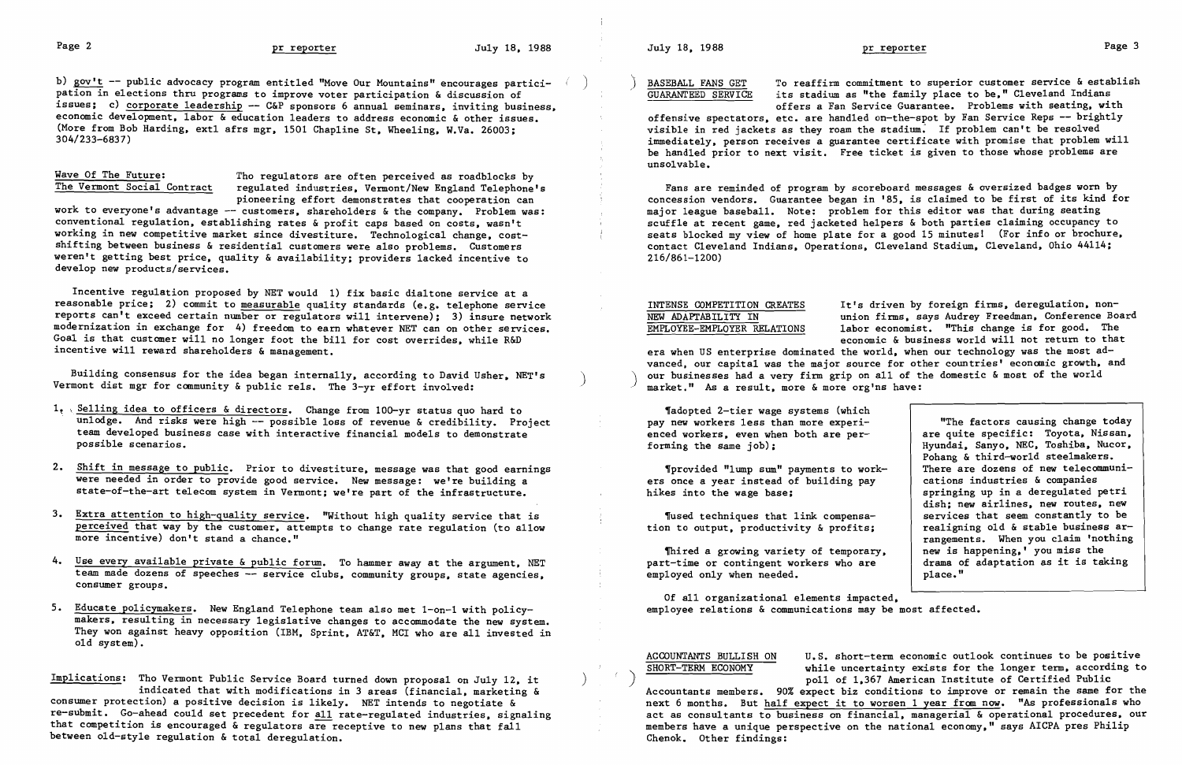b) gov't -- public advocacy program entitled "Move Our Mountains" encourages participation in elections thru programs to improve voter participation & discussion of issues; c) corporate leadership -- C&P sponsors 6 annual seminars, inviting business, economic development, labor & education leaders to address economic & other issues. (More from Bob Harding, extl afrs mgr, 1501 Chapline St, Wheeling, W.Va. 26003; 304/233-6837)

## Wave Of The Future: The Vermont Social Contract

Tho regulators are often perceived as roadblocks by regulated industries, Vermont/New England Telephone's pioneering effort demonstrates that cooperation can work to everyone's advantage -- customers, shareholders & the company. Problem was: conventional regulation, establishing rates & profit caps based on costs, wasn't working in new competitive market since divestiture. Technological change, cost-shifting between business & residential customers were also problems. Customers weren't getting best price, quality & availability; providers lacked incentive to develop new products/services.

Incentive regulation proposed by NET would 1) fix basic dialtone service at a reasonable price; 2) commit to measurable quality standards (e.g. telephone service reports can't exceed certain number or regulators will intervene); 3) insure network modernization in exchange for 4) freedom to earn whatever NET can on other services. Goal is that customer will no longer foot the bill for cost overrides, while R&D incentive will reward shareholders & management.

Building consensus for the idea began internally, according to David Usher, NET's Vermont dist mgr for community & public rels. The 3-yr effort involved:

1. Selling idea to officers & directors. Change from 100-yr status quo hard to unlodge. And risks were high -- possible loss of revenue & credibility. Project team developed business case with interactive financial models to demonstrate possible scenarios.
2. Shift in message to public. Prior to divestiture, message was that good earnings were needed in order to provide good service. New message: we're building a state-of-the-art telecom system in Vermont; we're part of the infrastructure.
3. Extra attention to high-quality service. "Without high quality service that is perceived that way by the customer, attempts to change rate regulation (to allow more incentive) don't stand a chance."
4. Use every available private & public forum. To hammer away at the argument, NET team made dozens of speeches -- service clubs, community groups, state agencies, consumer groups.
5. Educate policymakers. New England Telephone team also met 1-on-1 with policymakers, resulting in necessary legislative changes to accommodate the new system. They won against heavy opposition (IBM, Sprint, AT&T, MCI who are all invested in old system).

Implications: Tho Vermont Public Service Board turned down proposal on July 12, it indicated that with modifications in 3 areas (financial, marketing & consumer protection) a positive decision is likely. NET intends to negotiate & re-submit. Go-ahead could set precedent for all rate-regulated industries, signaling that competition is encouraged & regulators are receptive to new plans that fall between old-style regulation & total deregulation.

## BASEBALL FANS GET GUARANTEED SERVICE

To reaffirm commitment to superior customer service & establish its stadium as "the family place to be," Cleveland Indians offers a Fan Service Guarantee. Problems with seating, with offensive spectators, etc. are handled on-the-spot by Fan Service Reps -- brightly visible in red jackets as they roam the stadium. If problem can't be resolved immediately, person receives a guarantee certificate with promise that problem will be handled prior to next visit. Free ticket is given to those whose problems are unsolvable.

Fans are reminded of program by scoreboard messages & oversized badges worn by concession vendors. Guarantee began in '85, is claimed to be first of its kind for major league baseball. Note: problem for this editor was that during seating scuffle at recent game, red jacketed helpers & both parties claiming occupancy to seats blocked my view of home plate for a good 15 minutes! (For info or brochure, contact Cleveland Indians, Operations, Cleveland Stadium, Cleveland, Ohio 44114; 216/861-1200)

## INTENSE COMPETITION CREATES NEW ADAPTABILITY IN EMPLOYEE-EMPLOYER RELATIONS

It's driven by foreign firms, deregulation, non-union firms, says Audrey Freedman, Conference Board labor economist. "This change is for good. The economic & business world will not return to that era when US enterprise dominated the world, when our technology was the most advanced, our capital was the major source for other countries' economic growth, and our businesses had a very firm grip on all of the domestic & most of the world market." As a result, more & more org'ns have:

¶adopted 2-tier wage systems (which pay new workers less than more experienced workers, even when both are performing the same job);

¶provided "lump sum" payments to workers once a year instead of building pay hikes into the wage base;

¶used techniques that link compensation to output, productivity & profits;

¶hired a growing variety of temporary, part-time or contingent workers who are employed only when needed.

> "The factors causing change today are quite specific: Toyota, Nissan, Hyundai, Sanyo, NEC, Toshiba, Nucor, Pohang & third-world steelmakers. There are dozens of new telecommunications industries & companies springing up in a deregulated petri dish; new airlines, new routes, new services that seem constantly to be realigning old & stable business arrangements. When you claim 'nothing new is happening,' you miss the drama of adaptation as it is taking place."

Of all organizational elements impacted, employee relations & communications may be most affected.

## ACCOUNTANTS BULLISH ON SHORT-TERM ECONOMY

U.S. short-term economic outlook continues to be positive while uncertainty exists for the longer term, according to poll of 1,367 American Institute of Certified Public Accountants members. 90% expect biz conditions to improve or remain the same for the next 6 months. But half expect it to worsen 1 year from now. "As professionals who act as consultants to business on financial, managerial & operational procedures, our members have a unique perspective on the national economy," says AICPA pres Philip Chenok. Other findings: